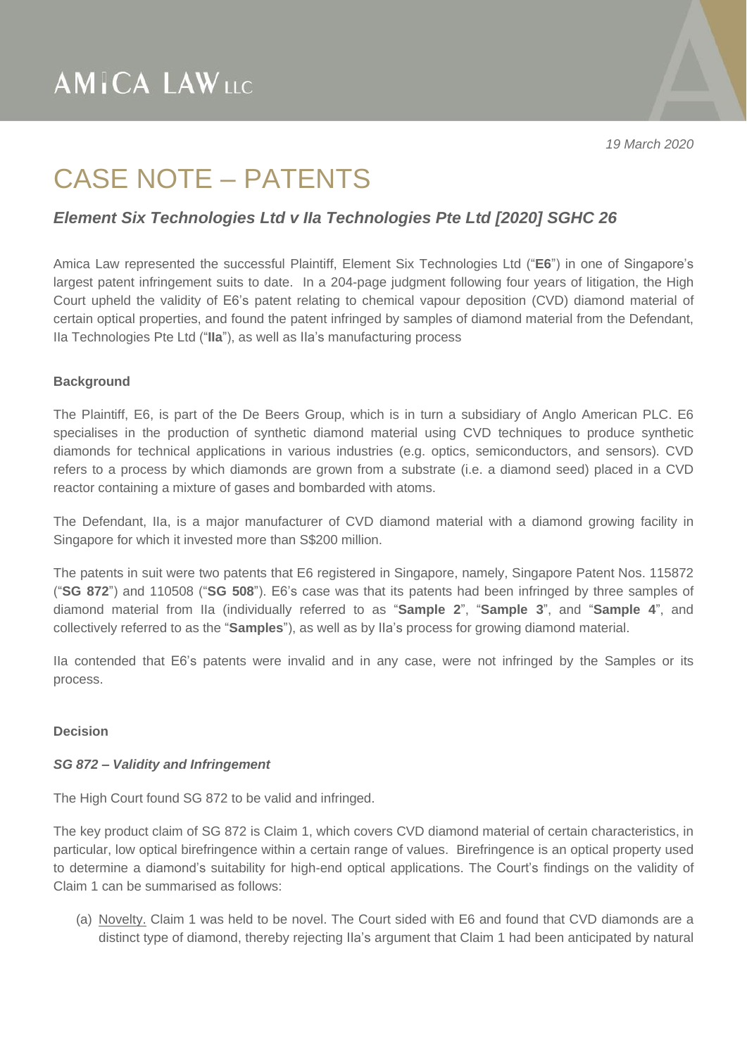AMICA LAW LLC

*19 March 2020*

# CASE NOTE – PATENTS

## *Element Six Technologies Ltd v IIa Technologies Pte Ltd [2020] SGHC 26*

Amica Law represented the successful Plaintiff, Element Six Technologies Ltd ("**E6**") in one of Singapore's largest patent infringement suits to date. In a 204-page judgment following four years of litigation, the High Court upheld the validity of E6's patent relating to chemical vapour deposition (CVD) diamond material of certain optical properties, and found the patent infringed by samples of diamond material from the Defendant, IIa Technologies Pte Ltd ("**IIa**"), as well as IIa's manufacturing process

**Background**

The Plaintiff, E6, is part of the De Beers Group, which is in turn a subsidiary of Anglo American PLC. E6 specialises in the production of synthetic diamond material using CVD techniques to produce synthetic diamonds for technical applications in various industries (e.g. optics, semiconductors, and sensors). CVD refers to a process by which diamonds are grown from a substrate (i.e. a diamond seed) placed in a CVD reactor containing a mixture of gases and bombarded with atoms.

The Defendant, IIa, is a major manufacturer of CVD diamond material with a diamond growing facility in Singapore for which it invested more than S$200 million.

The patents in suit were two patents that E6 registered in Singapore, namely, Singapore Patent Nos. 115872 ("**SG 872**") and 110508 ("**SG 508**"). E6's case was that its patents had been infringed by three samples of diamond material from IIa (individually referred to as "**Sample 2**", "**Sample 3**", and "**Sample 4**", and collectively referred to as the "**Samples**"), as well as by IIa's process for growing diamond material.

IIa contended that E6's patents were invalid and in any case, were not infringed by the Samples or its process.

**Decision**

***SG 872 – Validity and Infringement***

The High Court found SG 872 to be valid and infringed.

The key product claim of SG 872 is Claim 1, which covers CVD diamond material of certain characteristics, in particular, low optical birefringence within a certain range of values. Birefringence is an optical property used to determine a diamond's suitability for high-end optical applications. The Court's findings on the validity of Claim 1 can be summarised as follows:

(a) Novelty. Claim 1 was held to be novel. The Court sided with E6 and found that CVD diamonds are a distinct type of diamond, thereby rejecting IIa's argument that Claim 1 had been anticipated by natural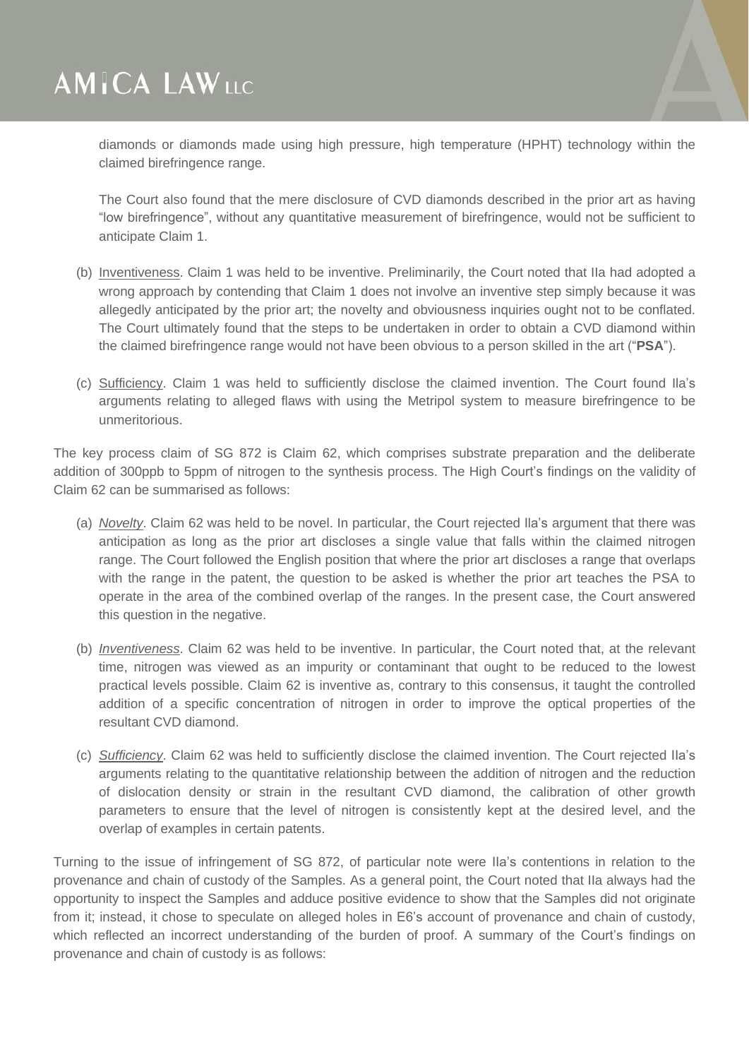diamonds or diamonds made using high pressure, high temperature (HPHT) technology within the claimed birefringence range.

The Court also found that the mere disclosure of CVD diamonds described in the prior art as having "low birefringence", without any quantitative measurement of birefringence, would not be sufficient to anticipate Claim 1.

(b) Inventiveness. Claim 1 was held to be inventive. Preliminarily, the Court noted that IIa had adopted a wrong approach by contending that Claim 1 does not involve an inventive step simply because it was allegedly anticipated by the prior art; the novelty and obviousness inquiries ought not to be conflated. The Court ultimately found that the steps to be undertaken in order to obtain a CVD diamond within the claimed birefringence range would not have been obvious to a person skilled in the art ("**PSA**").

(c) Sufficiency. Claim 1 was held to sufficiently disclose the claimed invention. The Court found IIa's arguments relating to alleged flaws with using the Metripol system to measure birefringence to be unmeritorious.

The key process claim of SG 872 is Claim 62, which comprises substrate preparation and the deliberate addition of 300ppb to 5ppm of nitrogen to the synthesis process. The High Court's findings on the validity of Claim 62 can be summarised as follows:

(a) *Novelty*. Claim 62 was held to be novel. In particular, the Court rejected IIa's argument that there was anticipation as long as the prior art discloses a single value that falls within the claimed nitrogen range. The Court followed the English position that where the prior art discloses a range that overlaps with the range in the patent, the question to be asked is whether the prior art teaches the PSA to operate in the area of the combined overlap of the ranges. In the present case, the Court answered this question in the negative.

(b) *Inventiveness*. Claim 62 was held to be inventive. In particular, the Court noted that, at the relevant time, nitrogen was viewed as an impurity or contaminant that ought to be reduced to the lowest practical levels possible. Claim 62 is inventive as, contrary to this consensus, it taught the controlled addition of a specific concentration of nitrogen in order to improve the optical properties of the resultant CVD diamond.

(c) *Sufficiency*. Claim 62 was held to sufficiently disclose the claimed invention. The Court rejected IIa's arguments relating to the quantitative relationship between the addition of nitrogen and the reduction of dislocation density or strain in the resultant CVD diamond, the calibration of other growth parameters to ensure that the level of nitrogen is consistently kept at the desired level, and the overlap of examples in certain patents.

Turning to the issue of infringement of SG 872, of particular note were IIa's contentions in relation to the provenance and chain of custody of the Samples. As a general point, the Court noted that IIa always had the opportunity to inspect the Samples and adduce positive evidence to show that the Samples did not originate from it; instead, it chose to speculate on alleged holes in E6's account of provenance and chain of custody, which reflected an incorrect understanding of the burden of proof. A summary of the Court's findings on provenance and chain of custody is as follows: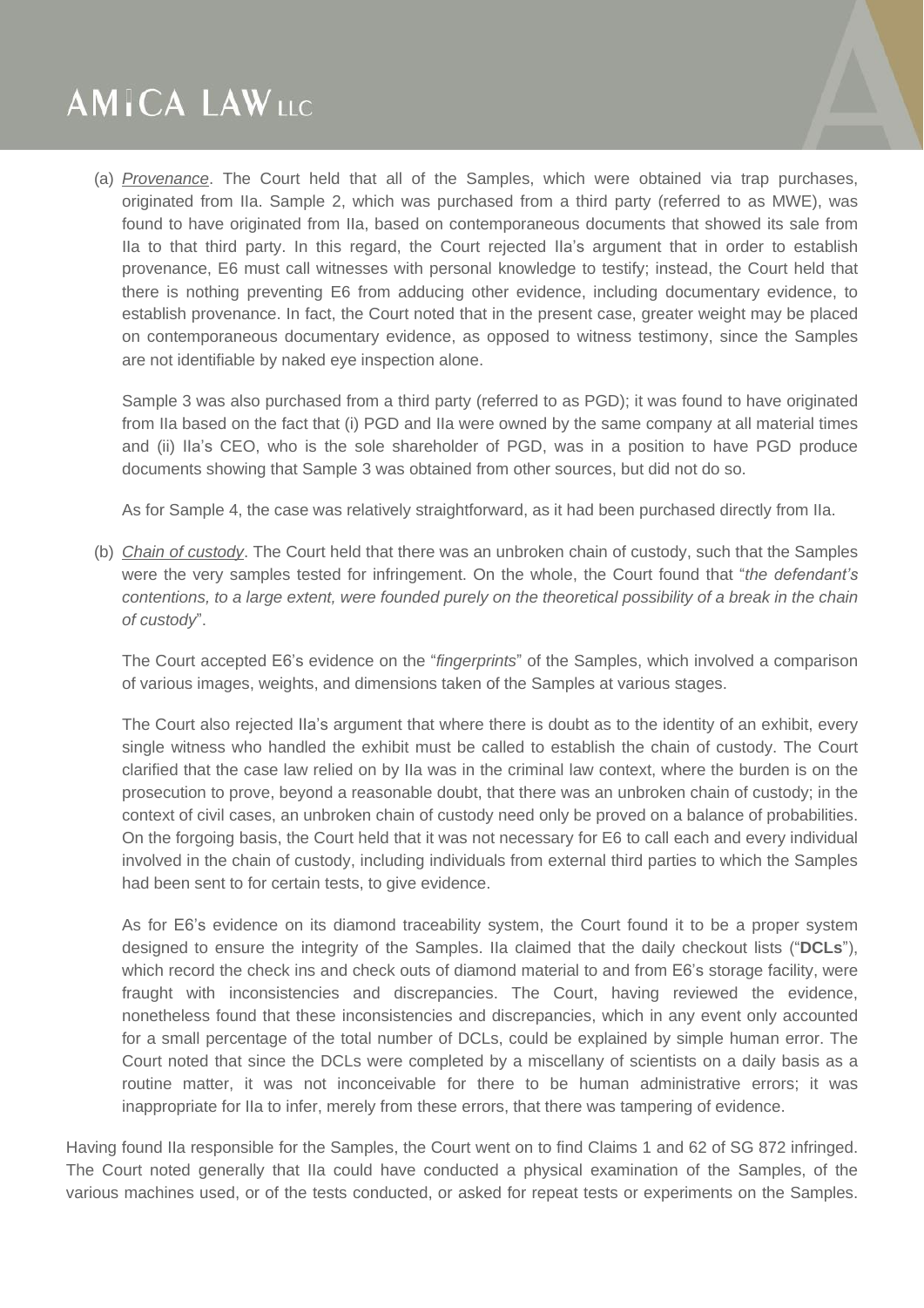(a) *__Provenance__*. The Court held that all of the Samples, which were obtained via trap purchases, originated from IIa. Sample 2, which was purchased from a third party (referred to as MWE), was found to have originated from IIa, based on contemporaneous documents that showed its sale from IIa to that third party. In this regard, the Court rejected IIa's argument that in order to establish provenance, E6 must call witnesses with personal knowledge to testify; instead, the Court held that there is nothing preventing E6 from adducing other evidence, including documentary evidence, to establish provenance. In fact, the Court noted that in the present case, greater weight may be placed on contemporaneous documentary evidence, as opposed to witness testimony, since the Samples are not identifiable by naked eye inspection alone.

Sample 3 was also purchased from a third party (referred to as PGD); it was found to have originated from IIa based on the fact that (i) PGD and IIa were owned by the same company at all material times and (ii) IIa's CEO, who is the sole shareholder of PGD, was in a position to have PGD produce documents showing that Sample 3 was obtained from other sources, but did not do so.

As for Sample 4, the case was relatively straightforward, as it had been purchased directly from IIa.

(b) *__Chain of custody__*. The Court held that there was an unbroken chain of custody, such that the Samples were the very samples tested for infringement. On the whole, the Court found that "*the defendant's contentions, to a large extent, were founded purely on the theoretical possibility of a break in the chain of custody*".

The Court accepted E6's evidence on the "*fingerprints*" of the Samples, which involved a comparison of various images, weights, and dimensions taken of the Samples at various stages.

The Court also rejected IIa's argument that where there is doubt as to the identity of an exhibit, every single witness who handled the exhibit must be called to establish the chain of custody. The Court clarified that the case law relied on by IIa was in the criminal law context, where the burden is on the prosecution to prove, beyond a reasonable doubt, that there was an unbroken chain of custody; in the context of civil cases, an unbroken chain of custody need only be proved on a balance of probabilities. On the forgoing basis, the Court held that it was not necessary for E6 to call each and every individual involved in the chain of custody, including individuals from external third parties to which the Samples had been sent to for certain tests, to give evidence.

As for E6's evidence on its diamond traceability system, the Court found it to be a proper system designed to ensure the integrity of the Samples. IIa claimed that the daily checkout lists ("**DCLs**"), which record the check ins and check outs of diamond material to and from E6's storage facility, were fraught with inconsistencies and discrepancies. The Court, having reviewed the evidence, nonetheless found that these inconsistencies and discrepancies, which in any event only accounted for a small percentage of the total number of DCLs, could be explained by simple human error. The Court noted that since the DCLs were completed by a miscellany of scientists on a daily basis as a routine matter, it was not inconceivable for there to be human administrative errors; it was inappropriate for IIa to infer, merely from these errors, that there was tampering of evidence.

Having found IIa responsible for the Samples, the Court went on to find Claims 1 and 62 of SG 872 infringed. The Court noted generally that IIa could have conducted a physical examination of the Samples, of the various machines used, or of the tests conducted, or asked for repeat tests or experiments on the Samples.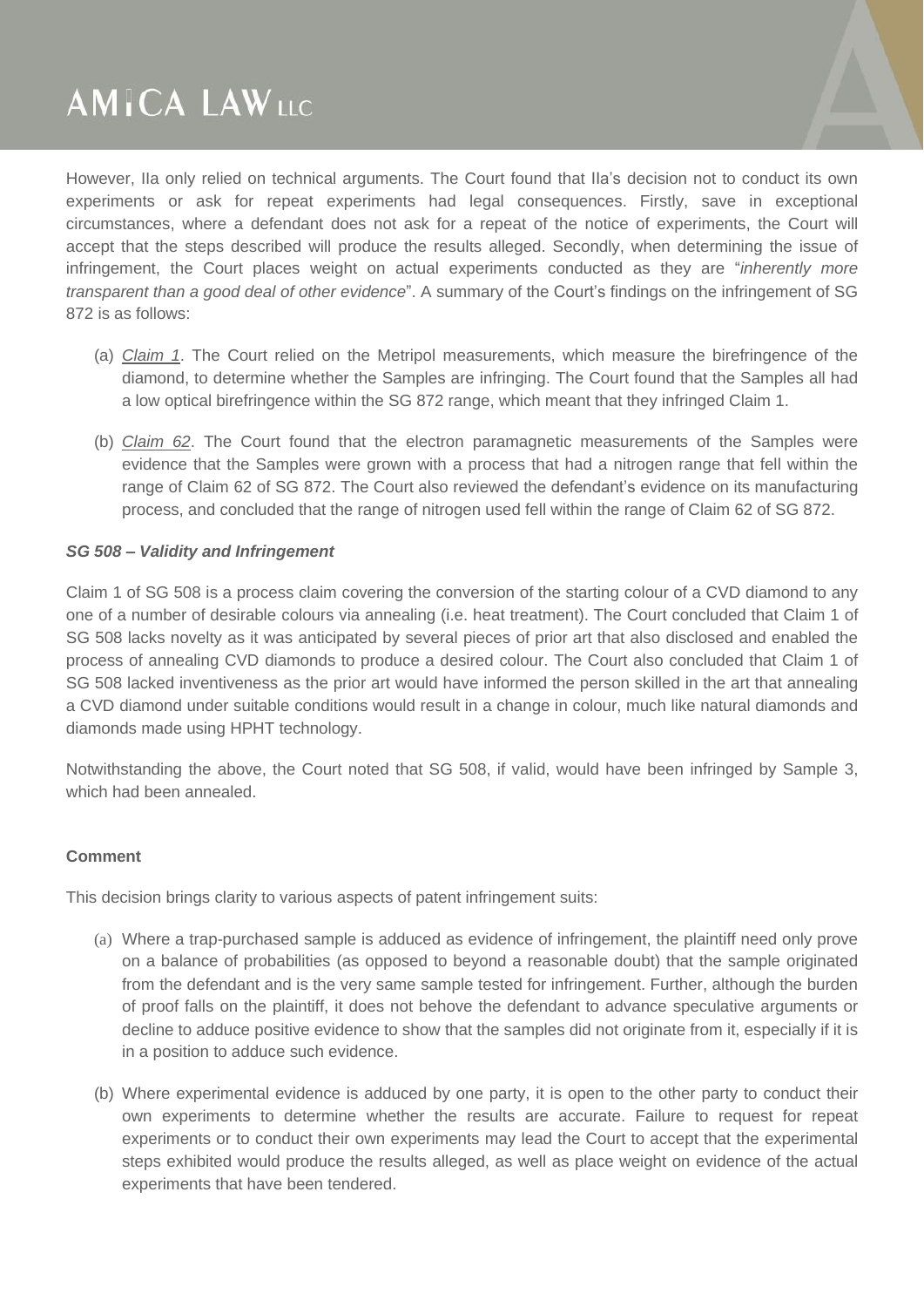However, IIa only relied on technical arguments. The Court found that IIa's decision not to conduct its own experiments or ask for repeat experiments had legal consequences. Firstly, save in exceptional circumstances, where a defendant does not ask for a repeat of the notice of experiments, the Court will accept that the steps described will produce the results alleged. Secondly, when determining the issue of infringement, the Court places weight on actual experiments conducted as they are "*inherently more transparent than a good deal of other evidence*". A summary of the Court's findings on the infringement of SG 872 is as follows:

(a) *Claim 1*. The Court relied on the Metripol measurements, which measure the birefringence of the diamond, to determine whether the Samples are infringing. The Court found that the Samples all had a low optical birefringence within the SG 872 range, which meant that they infringed Claim 1.

(b) *Claim 62*. The Court found that the electron paramagnetic measurements of the Samples were evidence that the Samples were grown with a process that had a nitrogen range that fell within the range of Claim 62 of SG 872. The Court also reviewed the defendant's evidence on its manufacturing process, and concluded that the range of nitrogen used fell within the range of Claim 62 of SG 872.

***SG 508 – Validity and Infringement***

Claim 1 of SG 508 is a process claim covering the conversion of the starting colour of a CVD diamond to any one of a number of desirable colours via annealing (i.e. heat treatment). The Court concluded that Claim 1 of SG 508 lacks novelty as it was anticipated by several pieces of prior art that also disclosed and enabled the process of annealing CVD diamonds to produce a desired colour. The Court also concluded that Claim 1 of SG 508 lacked inventiveness as the prior art would have informed the person skilled in the art that annealing a CVD diamond under suitable conditions would result in a change in colour, much like natural diamonds and diamonds made using HPHT technology.

Notwithstanding the above, the Court noted that SG 508, if valid, would have been infringed by Sample 3, which had been annealed.

**Comment**

This decision brings clarity to various aspects of patent infringement suits:

(a) Where a trap-purchased sample is adduced as evidence of infringement, the plaintiff need only prove on a balance of probabilities (as opposed to beyond a reasonable doubt) that the sample originated from the defendant and is the very same sample tested for infringement. Further, although the burden of proof falls on the plaintiff, it does not behove the defendant to advance speculative arguments or decline to adduce positive evidence to show that the samples did not originate from it, especially if it is in a position to adduce such evidence.

(b) Where experimental evidence is adduced by one party, it is open to the other party to conduct their own experiments to determine whether the results are accurate. Failure to request for repeat experiments or to conduct their own experiments may lead the Court to accept that the experimental steps exhibited would produce the results alleged, as well as place weight on evidence of the actual experiments that have been tendered.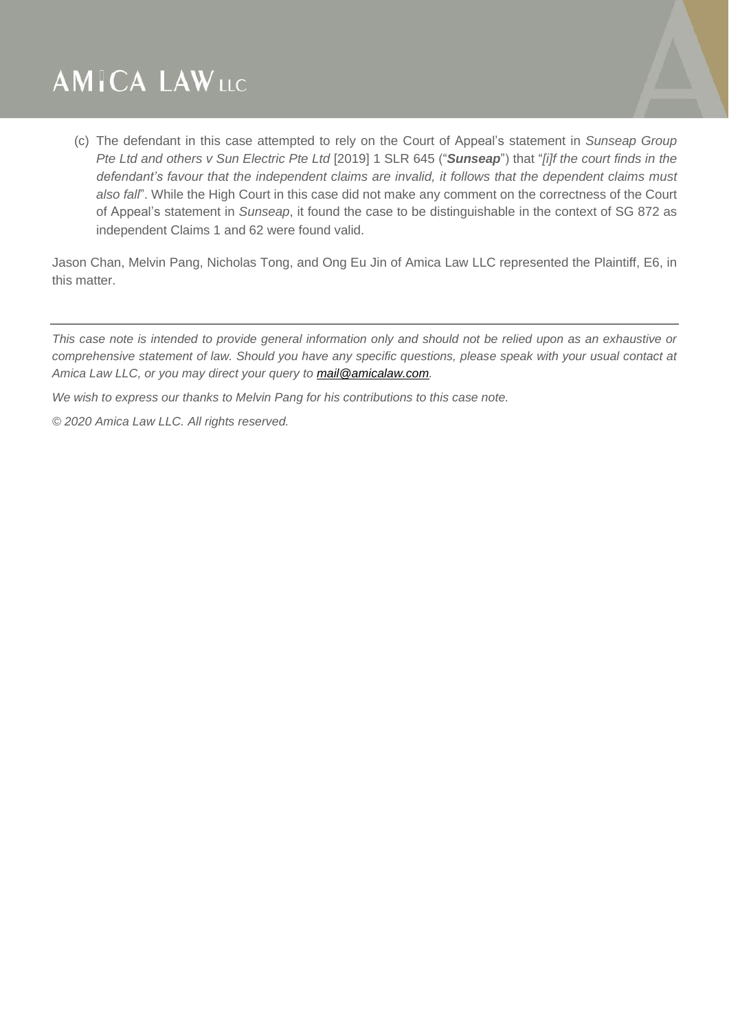(c) The defendant in this case attempted to rely on the Court of Appeal's statement in *Sunseap Group Pte Ltd and others v Sun Electric Pte Ltd* [2019] 1 SLR 645 ("***Sunseap***") that "*[i]f the court finds in the defendant's favour that the independent claims are invalid, it follows that the dependent claims must also fall*". While the High Court in this case did not make any comment on the correctness of the Court of Appeal's statement in *Sunseap*, it found the case to be distinguishable in the context of SG 872 as independent Claims 1 and 62 were found valid.

Jason Chan, Melvin Pang, Nicholas Tong, and Ong Eu Jin of Amica Law LLC represented the Plaintiff, E6, in this matter.

---

*This case note is intended to provide general information only and should not be relied upon as an exhaustive or comprehensive statement of law. Should you have any specific questions, please speak with your usual contact at Amica Law LLC, or you may direct your query to mail@amicalaw.com.*

*We wish to express our thanks to Melvin Pang for his contributions to this case note.*

*© 2020 Amica Law LLC. All rights reserved.*